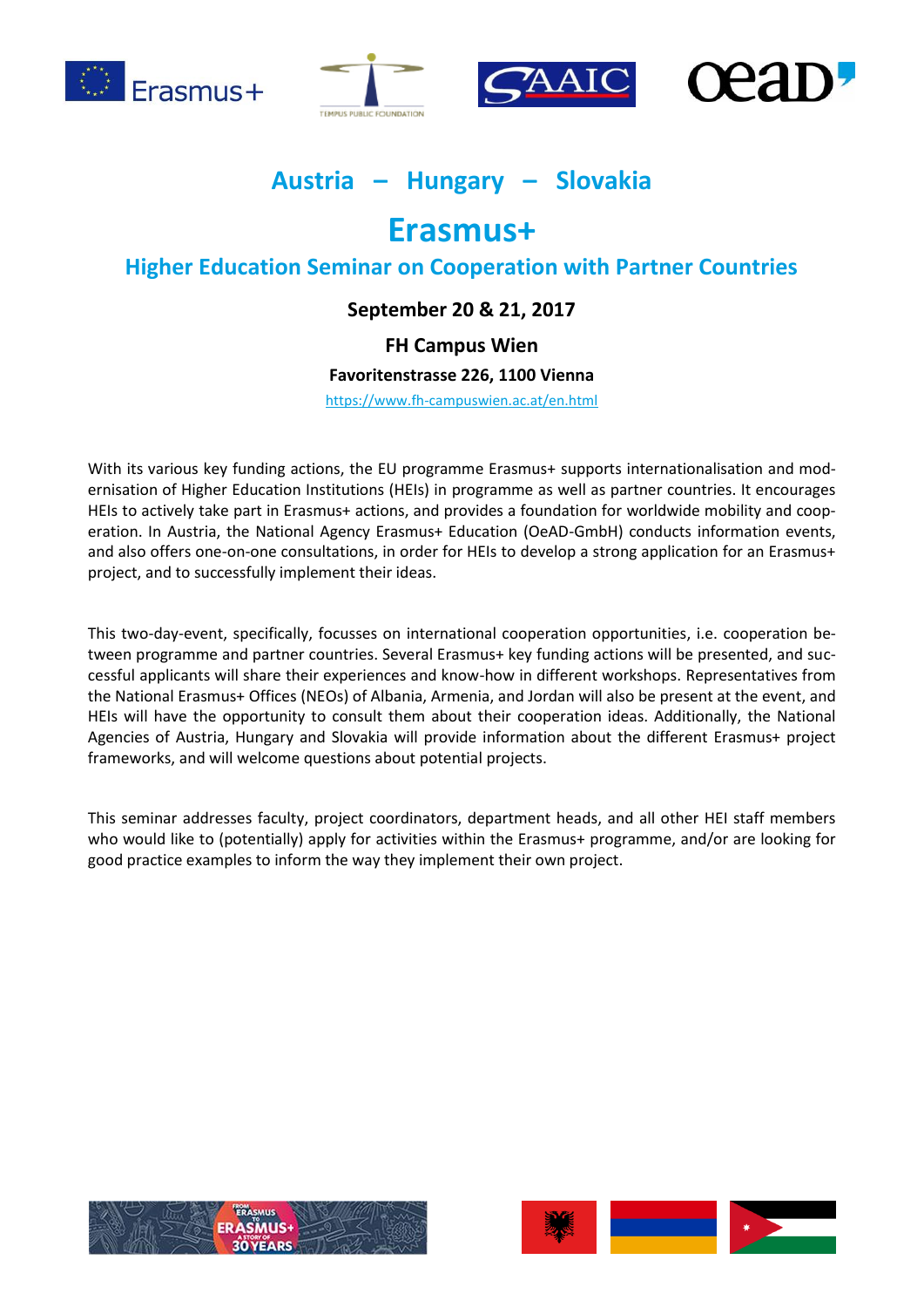# Austria – Hungary – Slovakia

# Erasmus+

## Higher Education Seminar on Cooperation with Partner Countries

**September 20 & 21, 2017**

**FH Campus Wien**

**Favoritenstrasse 226, 1100 Vienna**

https://www.fh-campuswien.ac.at/en.html

With its various key funding actions, the EU programme Erasmus+ supports internationalisation and modernisation of Higher Education Institutions (HEIs) in programme as well as partner countries. It encourages HEIs to actively take part in Erasmus+ actions, and provides a foundation for worldwide mobility and cooperation. In Austria, the National Agency Erasmus+ Education (OeAD-GmbH) conducts information events, and also offers one-on-one consultations, in order for HEIs to develop a strong application for an Erasmus+ project, and to successfully implement their ideas.

This two-day-event, specifically, focusses on international cooperation opportunities, i.e. cooperation between programme and partner countries. Several Erasmus+ key funding actions will be presented, and successful applicants will share their experiences and know-how in different workshops. Representatives from the National Erasmus+ Offices (NEOs) of Albania, Armenia, and Jordan will also be present at the event, and HEIs will have the opportunity to consult them about their cooperation ideas. Additionally, the National Agencies of Austria, Hungary and Slovakia will provide information about the different Erasmus+ project frameworks, and will welcome questions about potential projects.

This seminar addresses faculty, project coordinators, department heads, and all other HEI staff members who would like to (potentially) apply for activities within the Erasmus+ programme, and/or are looking for good practice examples to inform the way they implement their own project.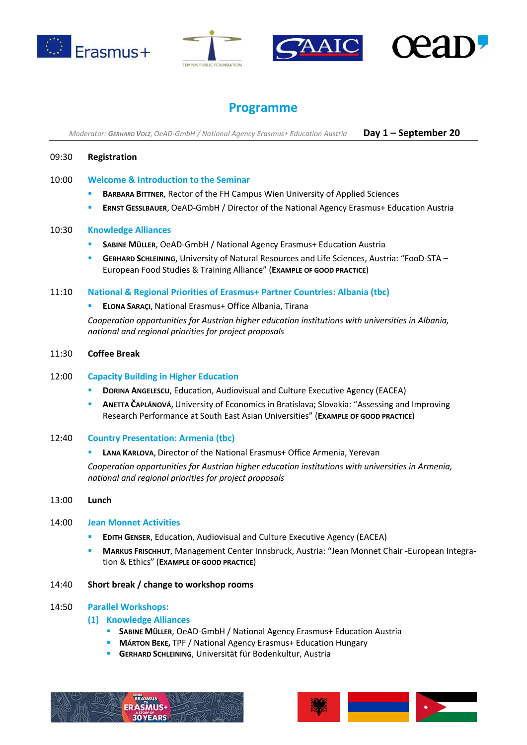# Programme

*Moderator: Gerhard Volz, OeAD-GmbH / National Agency Erasmus+ Education Austria* **Day 1 – September 20**

09:30 **Registration**

10:00 **Welcome & Introduction to the Seminar**

- **Barbara Bittner**, Rector of the FH Campus Wien University of Applied Sciences
- **Ernst Gesslbauer**, OeAD-GmbH / Director of the National Agency Erasmus+ Education Austria

10:30 **Knowledge Alliances**

- **Sabine Müller**, OeAD-GmbH / National Agency Erasmus+ Education Austria
- **Gerhard Schleining**, University of Natural Resources and Life Sciences, Austria: "FooD-STA – European Food Studies & Training Alliance" (**Example of good practice**)

11:10 **National & Regional Priorities of Erasmus+ Partner Countries: Albania (tbc)**

- **Elona Saraçi**, National Erasmus+ Office Albania, Tirana

*Cooperation opportunities for Austrian higher education institutions with universities in Albania, national and regional priorities for project proposals*

11:30 **Coffee Break**

12:00 **Capacity Building in Higher Education**

- **Dorina Angelescu**, Education, Audiovisual and Culture Executive Agency (EACEA)
- **Anetta Čaplánová**, University of Economics in Bratislava; Slovakia: "Assessing and Improving Research Performance at South East Asian Universities" (**Example of good practice**)

12:40 **Country Presentation: Armenia (tbc)**

- **Lana Karlova**, Director of the National Erasmus+ Office Armenia, Yerevan

*Cooperation opportunities for Austrian higher education institutions with universities in Armenia, national and regional priorities for project proposals*

13:00 **Lunch**

14:00 **Jean Monnet Activities**

- **Edith Genser**, Education, Audiovisual and Culture Executive Agency (EACEA)
- **Markus Frischhut**, Management Center Innsbruck, Austria: "Jean Monnet Chair -European Integration & Ethics" (**Example of good practice**)

14:40 **Short break / change to workshop rooms**

14:50 **Parallel Workshops:**

**(1) Knowledge Alliances**

- **Sabine Müller**, OeAD-GmbH / National Agency Erasmus+ Education Austria
- **Márton Beke,** TPF / National Agency Erasmus+ Education Hungary
- **Gerhard Schleining**, Universität für Bodenkultur, Austria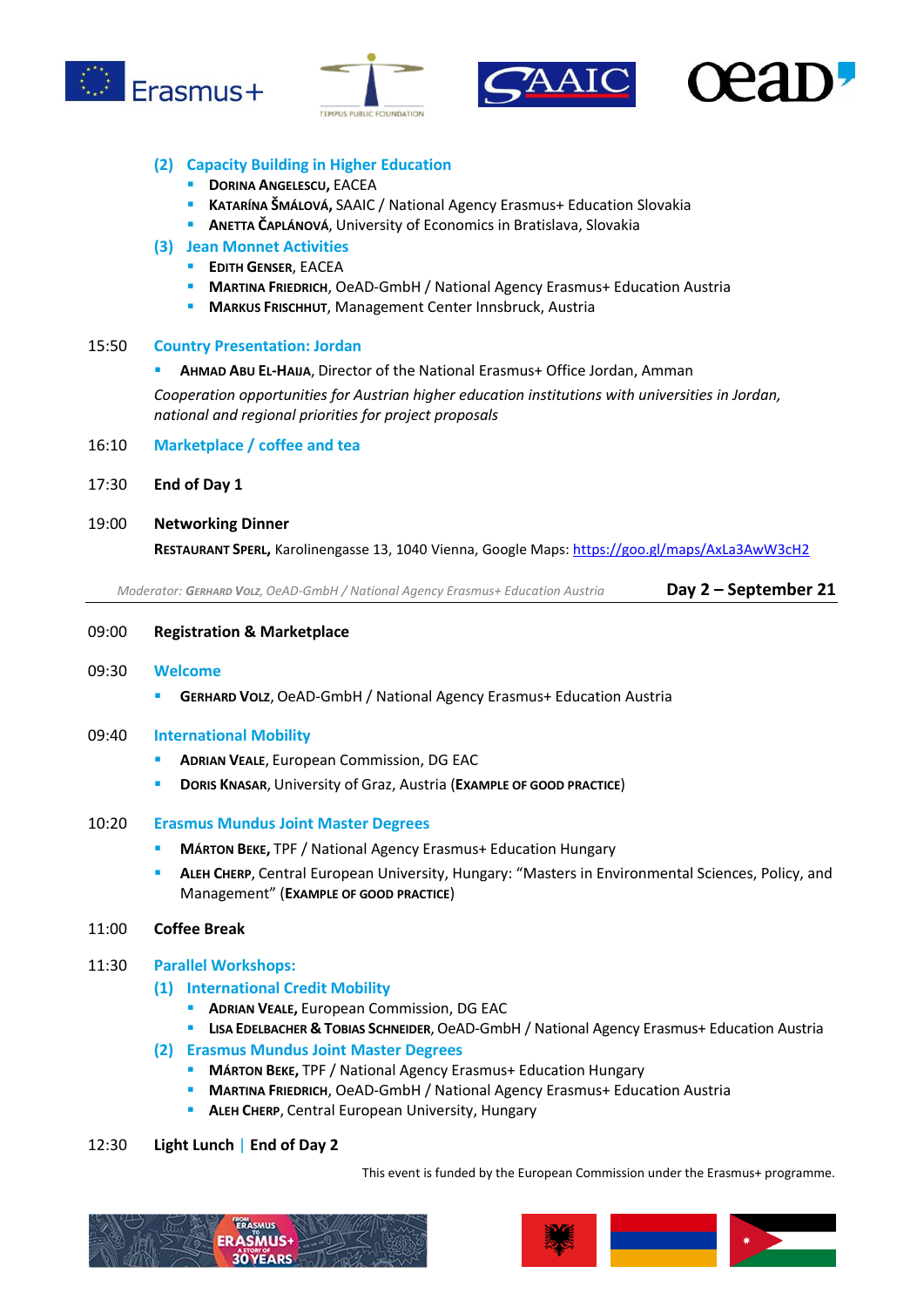**(2) Capacity Building in Higher Education**

- **Dorina Angelescu,** EACEA
- **Katarína Šmálová,** SAAIC / National Agency Erasmus+ Education Slovakia
- **Anetta Čaplánová**, University of Economics in Bratislava, Slovakia

**(3) Jean Monnet Activities**

- **Edith Genser**, EACEA
- **Martina Friedrich**, OeAD-GmbH / National Agency Erasmus+ Education Austria
- **Markus Frischhut**, Management Center Innsbruck, Austria

15:50 **Country Presentation: Jordan**

- **Ahmad Abu El-Haija**, Director of the National Erasmus+ Office Jordan, Amman

*Cooperation opportunities for Austrian higher education institutions with universities in Jordan, national and regional priorities for project proposals*

16:10 **Marketplace / coffee and tea**

17:30 **End of Day 1**

19:00 **Networking Dinner**

**Restaurant Sperl,** Karolinengasse 13, 1040 Vienna, Google Maps: https://goo.gl/maps/AxLa3AwW3cH2

*Moderator: **Gerhard Volz**, OeAD-GmbH / National Agency Erasmus+ Education Austria*

## Day 2 – September 21

09:00 **Registration & Marketplace**

09:30 **Welcome**

- **Gerhard Volz**, OeAD-GmbH / National Agency Erasmus+ Education Austria

09:40 **International Mobility**

- **Adrian Veale**, European Commission, DG EAC
- **Doris Knasar**, University of Graz, Austria (**Example of good practice**)

10:20 **Erasmus Mundus Joint Master Degrees**

- **Márton Beke,** TPF / National Agency Erasmus+ Education Hungary
- **Aleh Cherp**, Central European University, Hungary: "Masters in Environmental Sciences, Policy, and Management" (**Example of good practice**)

11:00 **Coffee Break**

11:30 **Parallel Workshops:**

**(1) International Credit Mobility**

- **Adrian Veale,** European Commission, DG EAC
- **Lisa Edelbacher & Tobias Schneider**, OeAD-GmbH / National Agency Erasmus+ Education Austria

**(2) Erasmus Mundus Joint Master Degrees**

- **Márton Beke,** TPF / National Agency Erasmus+ Education Hungary
- **Martina Friedrich**, OeAD-GmbH / National Agency Erasmus+ Education Austria
- **Aleh Cherp**, Central European University, Hungary

12:30 **Light Lunch** | **End of Day 2**

This event is funded by the European Commission under the Erasmus+ programme.